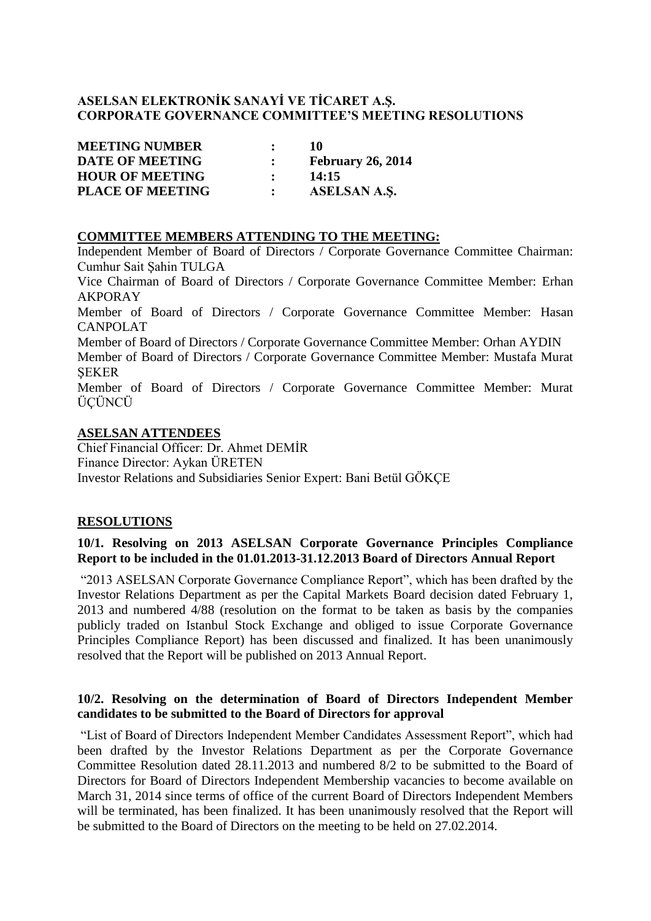**ASELSAN ELEKTRONİK SANAYİ VE TİCARET A.Ş.**
**CORPORATE GOVERNANCE COMMITTEE'S MEETING RESOLUTIONS**

| | | |
|---|---|---|
| **MEETING NUMBER** | **:** | **10** |
| **DATE OF MEETING** | **:** | **February 26, 2014** |
| **HOUR OF MEETING** | **:** | **14:15** |
| **PLACE OF MEETING** | **:** | **ASELSAN A.Ş.** |

## COMMITTEE MEMBERS ATTENDING TO THE MEETING:

Independent Member of Board of Directors / Corporate Governance Committee Chairman: Cumhur Sait Şahin TULGA

Vice Chairman of Board of Directors / Corporate Governance Committee Member: Erhan AKPORAY

Member of Board of Directors / Corporate Governance Committee Member: Hasan CANPOLAT

Member of Board of Directors / Corporate Governance Committee Member: Orhan AYDIN

Member of Board of Directors / Corporate Governance Committee Member: Mustafa Murat ŞEKER

Member of Board of Directors / Corporate Governance Committee Member: Murat ÜÇÜNCÜ

## ASELSAN ATTENDEES

Chief Financial Officer: Dr. Ahmet DEMİR
Finance Director: Aykan ÜRETEN
Investor Relations and Subsidiaries Senior Expert: Bani Betül GÖKÇE

## RESOLUTIONS

### 10/1. Resolving on 2013 ASELSAN Corporate Governance Principles Compliance Report to be included in the 01.01.2013-31.12.2013 Board of Directors Annual Report

"2013 ASELSAN Corporate Governance Compliance Report", which has been drafted by the Investor Relations Department as per the Capital Markets Board decision dated February 1, 2013 and numbered 4/88 (resolution on the format to be taken as basis by the companies publicly traded on Istanbul Stock Exchange and obliged to issue Corporate Governance Principles Compliance Report) has been discussed and finalized. It has been unanimously resolved that the Report will be published on 2013 Annual Report.

### 10/2. Resolving on the determination of Board of Directors Independent Member candidates to be submitted to the Board of Directors for approval

"List of Board of Directors Independent Member Candidates Assessment Report", which had been drafted by the Investor Relations Department as per the Corporate Governance Committee Resolution dated 28.11.2013 and numbered 8/2 to be submitted to the Board of Directors for Board of Directors Independent Membership vacancies to become available on March 31, 2014 since terms of office of the current Board of Directors Independent Members will be terminated, has been finalized. It has been unanimously resolved that the Report will be submitted to the Board of Directors on the meeting to be held on 27.02.2014.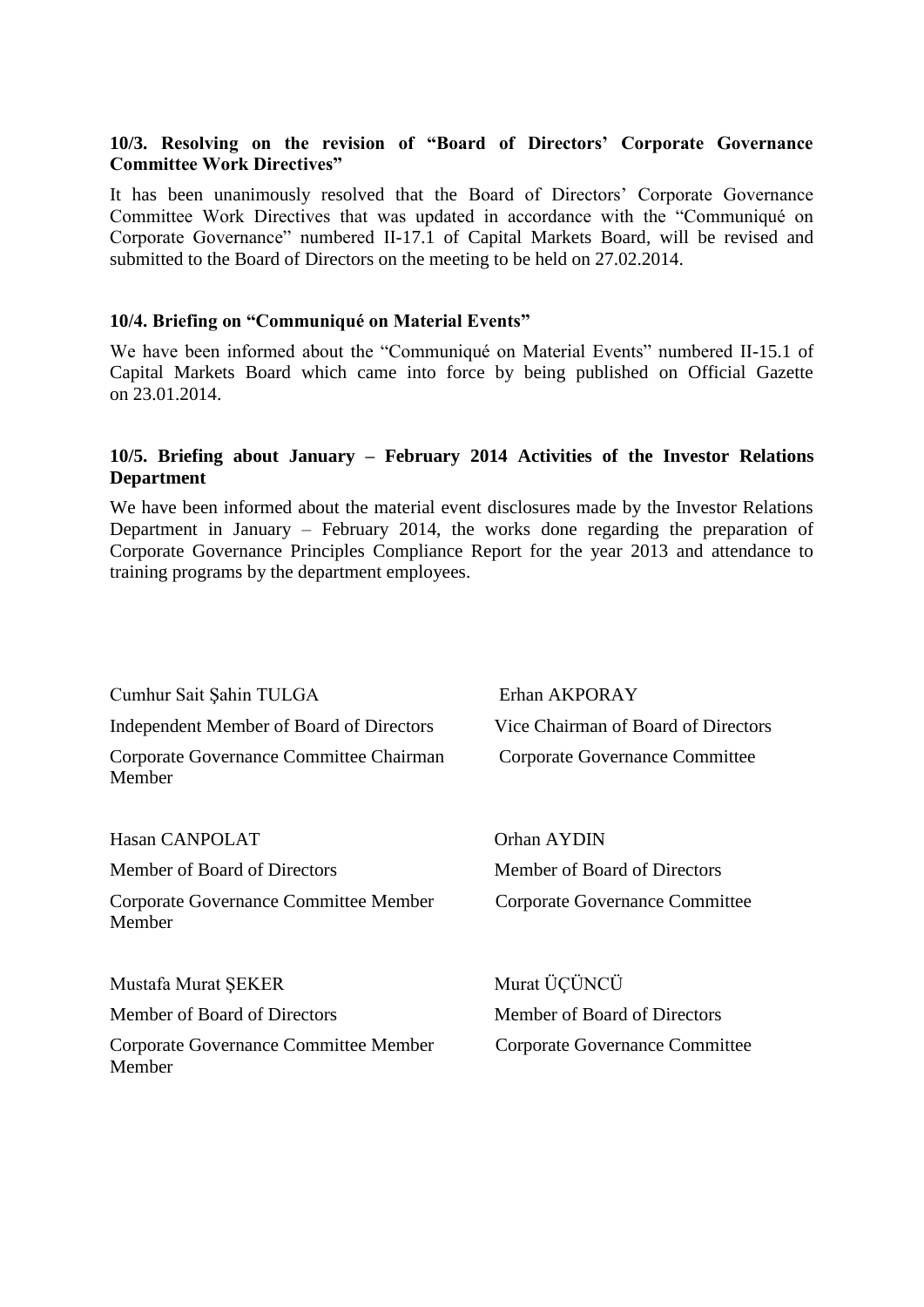**10/3. Resolving on the revision of "Board of Directors' Corporate Governance Committee Work Directives"**

It has been unanimously resolved that the Board of Directors' Corporate Governance Committee Work Directives that was updated in accordance with the "Communiqué on Corporate Governance" numbered II-17.1 of Capital Markets Board, will be revised and submitted to the Board of Directors on the meeting to be held on 27.02.2014.

**10/4. Briefing on "Communiqué on Material Events"**

We have been informed about the "Communiqué on Material Events" numbered II-15.1 of Capital Markets Board which came into force by being published on Official Gazette on 23.01.2014.

**10/5. Briefing about January – February 2014 Activities of the Investor Relations Department**

We have been informed about the material event disclosures made by the Investor Relations Department in January – February 2014, the works done regarding the preparation of Corporate Governance Principles Compliance Report for the year 2013 and attendance to training programs by the department employees.

Cumhur Sait Şahin TULGA
Independent Member of Board of Directors
Corporate Governance Committee Chairman

Erhan AKPORAY
Vice Chairman of Board of Directors
Corporate Governance Committee Member

Hasan CANPOLAT
Member of Board of Directors
Corporate Governance Committee Member

Orhan AYDIN
Member of Board of Directors
Corporate Governance Committee Member

Mustafa Murat ŞEKER
Member of Board of Directors
Corporate Governance Committee Member

Murat ÜÇÜNCÜ
Member of Board of Directors
Corporate Governance Committee Member